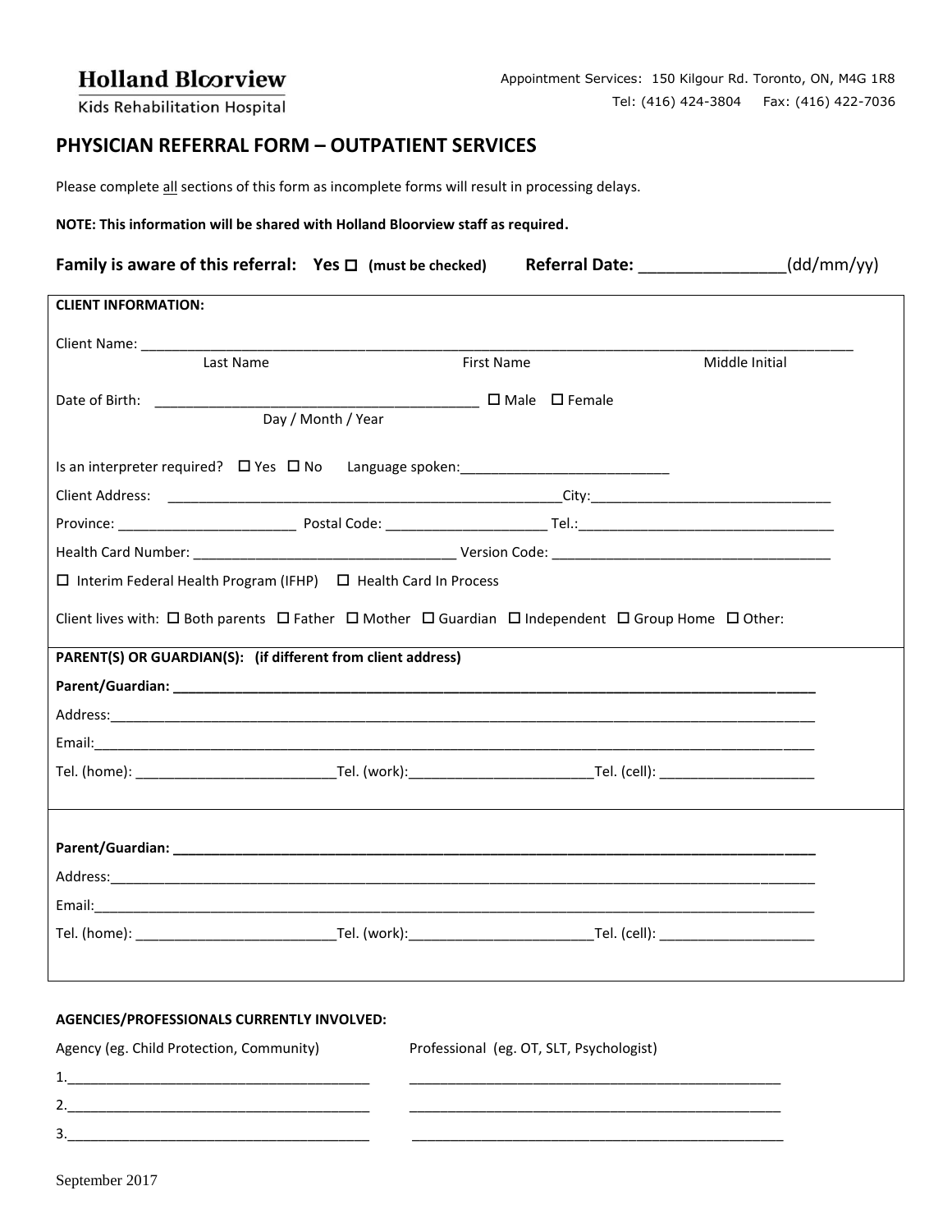**Holland Bloorview**
Kids Rehabilitation Hospital

Appointment Services: 150 Kilgour Rd. Toronto, ON, M4G 1R8
Tel: (416) 424-3804 Fax: (416) 422-7036

# PHYSICIAN REFERRAL FORM – OUTPATIENT SERVICES

Please complete all sections of this form as incomplete forms will result in processing delays.

**NOTE: This information will be shared with Holland Bloorview staff as required.**

**Family is aware of this referral: Yes ☐ (must be checked) Referral Date:** _______________(dd/mm/yy)

**CLIENT INFORMATION:**

Client Name: ______________________________________________________________________
Last Name First Name Middle Initial

Date of Birth: ________________________________________ ☐ Male ☐ Female
Day / Month / Year

Is an interpreter required? ☐ Yes ☐ No Language spoken:__________________________

Client Address: ___________________________________________________City:______________________________

Province: _______________________ Postal Code: _____________________ Tel.:_________________________________

Health Card Number: _________________________________ Version Code: ___________________________________

☐ Interim Federal Health Program (IFHP) ☐ Health Card In Process

Client lives with: ☐ Both parents ☐ Father ☐ Mother ☐ Guardian ☐ Independent ☐ Group Home ☐ Other:

**PARENT(S) OR GUARDIAN(S): (if different from client address)**

**Parent/Guardian: ________________________________________________________________________________**

Address:_____________________________________________________________________________________________

Email:_______________________________________________________________________________________________

Tel. (home): _________________________Tel. (work):_______________________Tel. (cell): ___________________

**Parent/Guardian: ________________________________________________________________________________**

Address:_____________________________________________________________________________________________

Email:_______________________________________________________________________________________________

Tel. (home): _________________________Tel. (work):_______________________Tel. (cell): ___________________

**AGENCIES/PROFESSIONALS CURRENTLY INVOLVED:**

| Agency (eg. Child Protection, Community) | Professional (eg. OT, SLT, Psychologist) |
|---|---|
| 1.______________________________________ | _________________________________________________ |
| 2.______________________________________ | _________________________________________________ |
| 3.______________________________________ | _________________________________________________ |

September 2017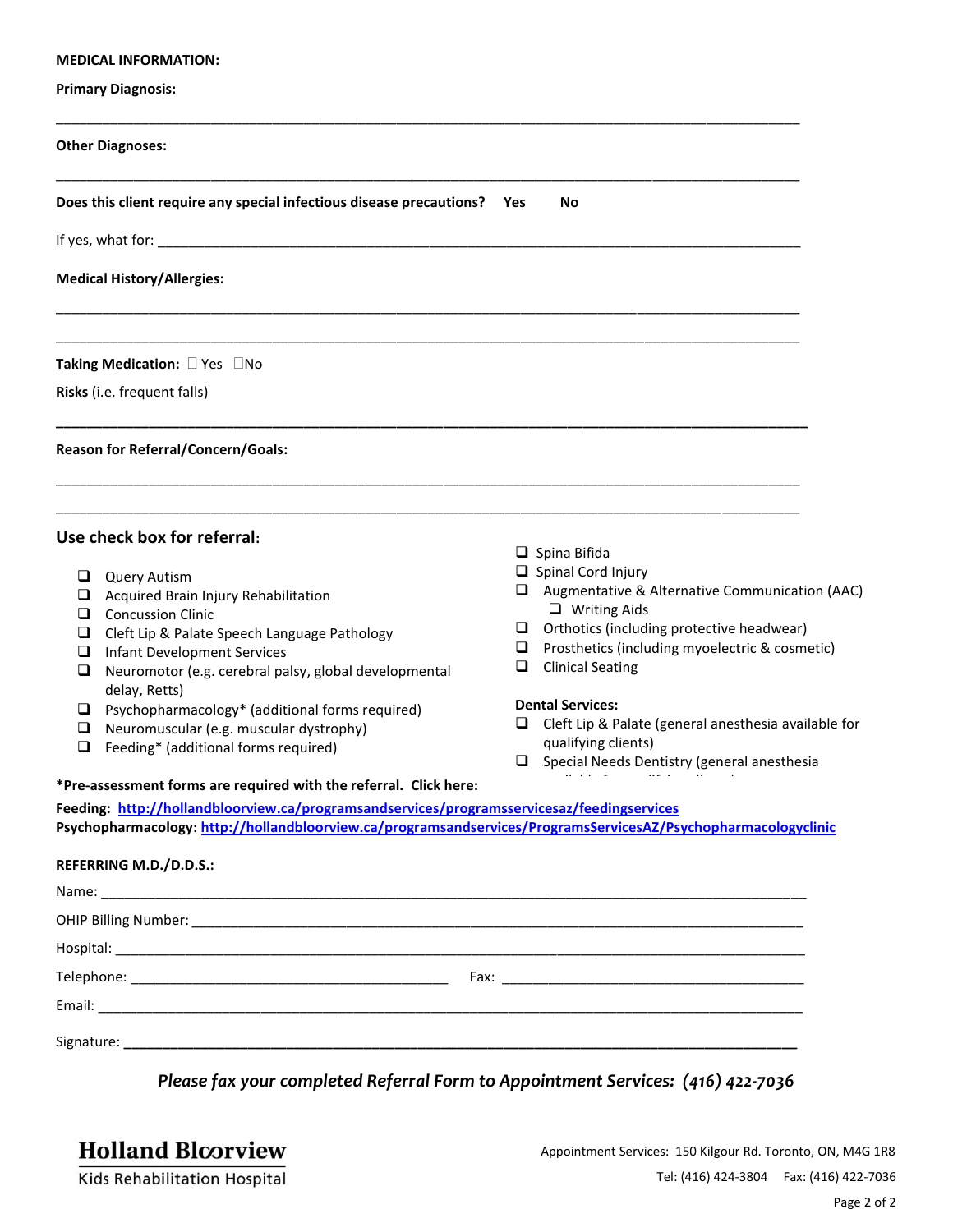**MEDICAL INFORMATION:**

**Primary Diagnosis:**

______________________________________________________________________________

**Other Diagnoses:**

______________________________________________________________________________

**Does this client require any special infectious disease precautions? Yes No**

If yes, what for: _______________________________________________________________

**Medical History/Allergies:**

______________________________________________________________________________

______________________________________________________________________________

**Taking Medication:** ☐ Yes ☐No

**Risks** (i.e. frequent falls)

______________________________________________________________________________

**Reason for Referral/Concern/Goals:**

______________________________________________________________________________

______________________________________________________________________________

## Use check box for referral:

- ☐ Query Autism
- ☐ Acquired Brain Injury Rehabilitation
- ☐ Concussion Clinic
- ☐ Cleft Lip & Palate Speech Language Pathology
- ☐ Infant Development Services
- ☐ Neuromotor (e.g. cerebral palsy, global developmental delay, Retts)
- ☐ Psychopharmacology* (additional forms required)
- ☐ Neuromuscular (e.g. muscular dystrophy)
- ☐ Feeding* (additional forms required)
- ☐ Spina Bifida
- ☐ Spinal Cord Injury
- ☐ Augmentative & Alternative Communication (AAC)
  - ☐ Writing Aids
- ☐ Orthotics (including protective headwear)
- ☐ Prosthetics (including myoelectric & cosmetic)
- ☐ Clinical Seating

**Dental Services:**

- ☐ Cleft Lip & Palate (general anesthesia available for qualifying clients)
- ☐ Special Needs Dentistry (general anesthesia

***Pre-assessment forms are required with the referral. Click here:**

**Feeding: http://hollandbloorview.ca/programsandservices/programsservicesaz/feedingservices**

**Psychopharmacology: http://hollandbloorview.ca/programsandservices/ProgramsServicesAZ/Psychopharmacologyclinic**

**REFERRING M.D./D.D.S.:**

Name: _______________________________________________________________________

OHIP Billing Number: ___________________________________________________________

Hospital: _____________________________________________________________________

Telephone: ________________________________ Fax: _______________________________

Email: _______________________________________________________________________

Signature: ____________________________________________________________________

***Please fax your completed Referral Form to Appointment Services: (416) 422-7036***

**Holland Bloorview**
Kids Rehabilitation Hospital

Appointment Services: 150 Kilgour Rd. Toronto, ON, M4G 1R8

Tel: (416) 424-3804 Fax: (416) 422-7036